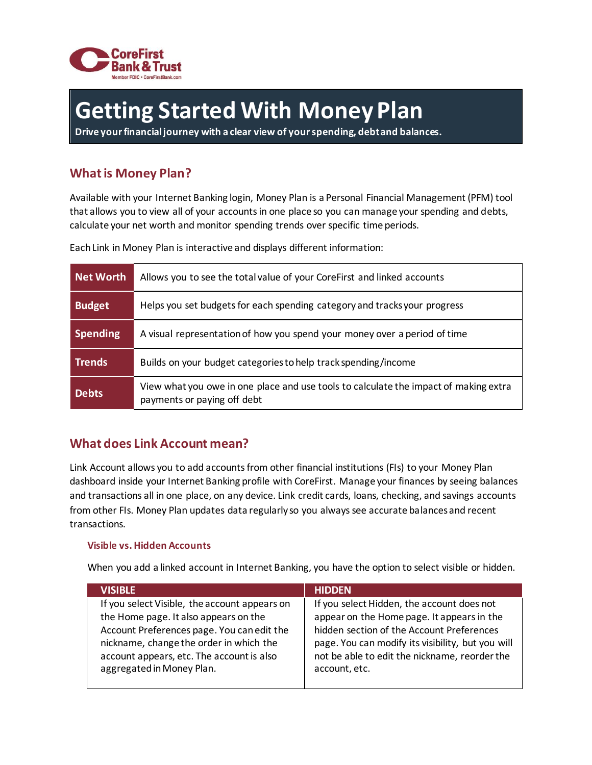CoreFirst Bank & Trust

Member FDIC • CoreFirstBank.com

# Getting Started With Money Plan

**Drive your financial journey with a clear view of your spending, debt and balances.**

## What is Money Plan?

Available with your Internet Banking login, Money Plan is a Personal Financial Management (PFM) tool that allows you to view all of your accounts in one place so you can manage your spending and debts, calculate your net worth and monitor spending trends over specific time periods.

Each Link in Money Plan is interactive and displays different information:

| | |
|---|---|
| **Net Worth** | Allows you to see the total value of your CoreFirst and linked accounts |
| **Budget** | Helps you set budgets for each spending category and tracks your progress |
| **Spending** | A visual representation of how you spend your money over a period of time |
| **Trends** | Builds on your budget categories to help track spending/income |
| **Debts** | View what you owe in one place and use tools to calculate the impact of making extra payments or paying off debt |

## What does Link Account mean?

Link Account allows you to add accounts from other financial institutions (FIs) to your Money Plan dashboard inside your Internet Banking profile with CoreFirst. Manage your finances by seeing balances and transactions all in one place, on any device. Link credit cards, loans, checking, and savings accounts from other FIs. Money Plan updates data regularly so you always see accurate balances and recent transactions.

### Visible vs. Hidden Accounts

When you add a linked account in Internet Banking, you have the option to select visible or hidden.

| VISIBLE | HIDDEN |
|---|---|
| If you select Visible, the account appears on the Home page. It also appears on the Account Preferences page. You can edit the nickname, change the order in which the account appears, etc. The account is also aggregated in Money Plan. | If you select Hidden, the account does not appear on the Home page. It appears in the hidden section of the Account Preferences page. You can modify its visibility, but you will not be able to edit the nickname, reorder the account, etc. |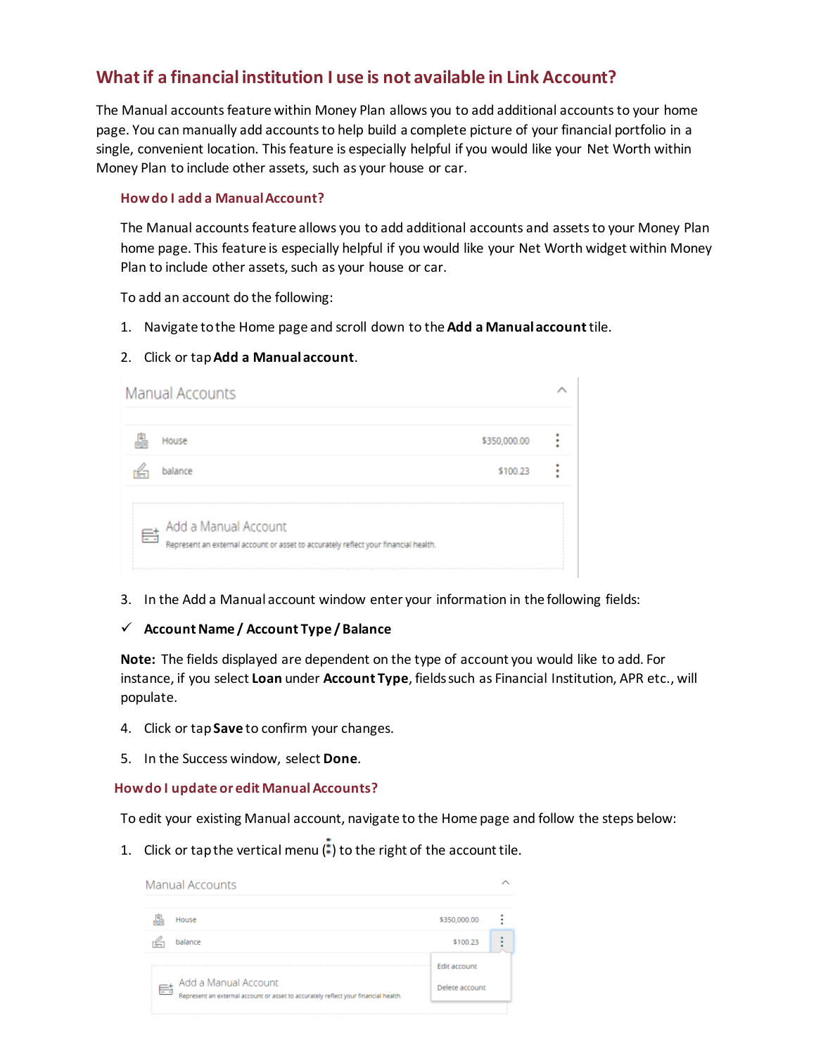## What if a financial institution I use is not available in Link Account?

The Manual accounts feature within Money Plan allows you to add additional accounts to your home page. You can manually add accounts to help build a complete picture of your financial portfolio in a single, convenient location. This feature is especially helpful if you would like your Net Worth within Money Plan to include other assets, such as your house or car.

### How do I add a Manual Account?

The Manual accounts feature allows you to add additional accounts and assets to your Money Plan home page. This feature is especially helpful if you would like your Net Worth widget within Money Plan to include other assets, such as your house or car.

To add an account do the following:

1. Navigate to the Home page and scroll down to the **Add a Manual account** tile.
2. Click or tap **Add a Manual account**.

Manual Accounts

House $350,000.00

balance $100.23

Add a Manual Account

Represent an external account or asset to accurately reflect your financial health.

3. In the Add a Manual account window enter your information in the following fields:

✓ **Account Name / Account Type / Balance**

**Note:** The fields displayed are dependent on the type of account you would like to add. For instance, if you select **Loan** under **Account Type**, fields such as Financial Institution, APR etc., will populate.

4. Click or tap **Save** to confirm your changes.
5. In the Success window, select **Done**.

### How do I update or edit Manual Accounts?

To edit your existing Manual account, navigate to the Home page and follow the steps below:

1. Click or tap the vertical menu (⋮) to the right of the account tile.

Manual Accounts

House $350,000.00

balance $100.23

Edit account

Delete account

Add a Manual Account

Represent an external account or asset to accurately reflect your financial health.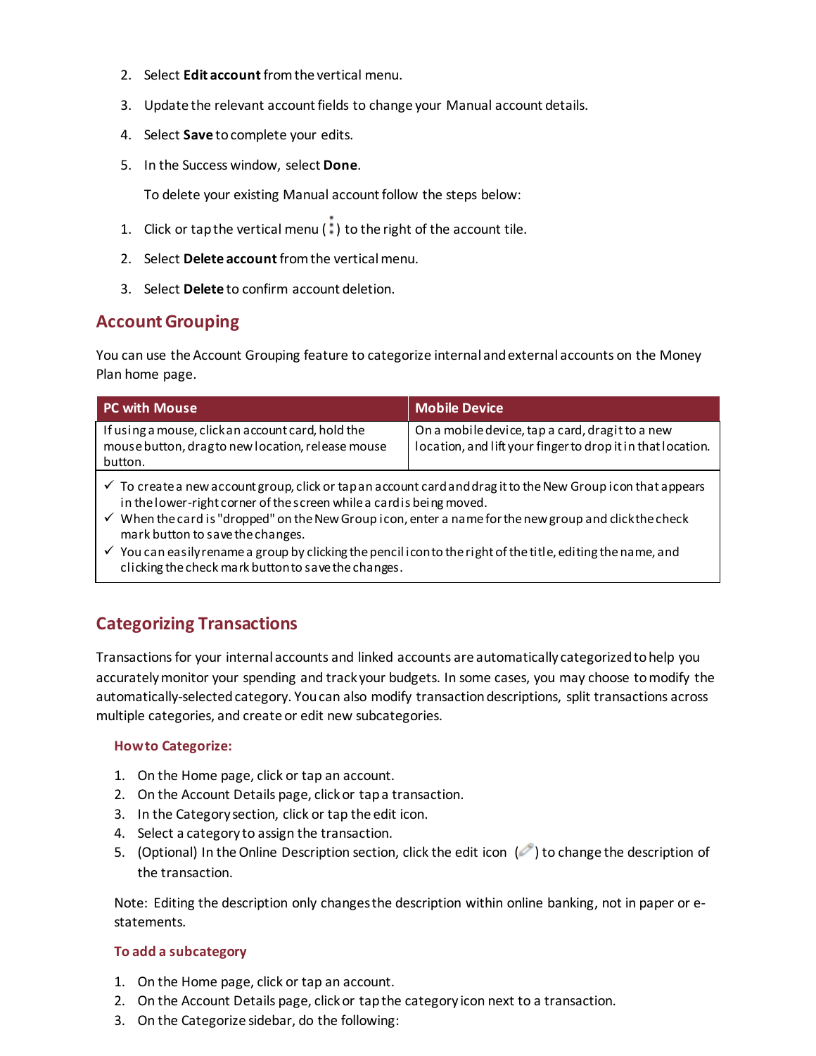2. Select **Edit account** from the vertical menu.
3. Update the relevant account fields to change your Manual account details.
4. Select **Save** to complete your edits.
5. In the Success window, select **Done**.

   To delete your existing Manual account follow the steps below:

1. Click or tap the vertical menu ( ⋮ ) to the right of the account tile.
2. Select **Delete account** from the vertical menu.
3. Select **Delete** to confirm account deletion.

## Account Grouping

You can use the Account Grouping feature to categorize internal and external accounts on the Money Plan home page.

| PC with Mouse | Mobile Device |
|---|---|
| If using a mouse, click an account card, hold the mouse button, drag to new location, release mouse button. | On a mobile device, tap a card, drag it to a new location, and lift your finger to drop it in that location. |

- ✓ To create a new account group, click or tap an account card and drag it to the New Group icon that appears in the lower-right corner of the screen while a card is being moved.
- ✓ When the card is "dropped" on the New Group icon, enter a name for the new group and click the check mark button to save the changes.
- ✓ You can easily rename a group by clicking the pencil icon to the right of the title, editing the name, and clicking the check mark button to save the changes.

## Categorizing Transactions

Transactions for your internal accounts and linked accounts are automatically categorized to help you accurately monitor your spending and track your budgets. In some cases, you may choose to modify the automatically-selected category. You can also modify transaction descriptions, split transactions across multiple categories, and create or edit new subcategories.

### How to Categorize:

1. On the Home page, click or tap an account.
2. On the Account Details page, click or tap a transaction.
3. In the Category section, click or tap the edit icon.
4. Select a category to assign the transaction.
5. (Optional) In the Online Description section, click the edit icon ( ) to change the description of the transaction.

Note: Editing the description only changes the description within online banking, not in paper or e-statements.

### To add a subcategory

1. On the Home page, click or tap an account.
2. On the Account Details page, click or tap the category icon next to a transaction.
3. On the Categorize sidebar, do the following: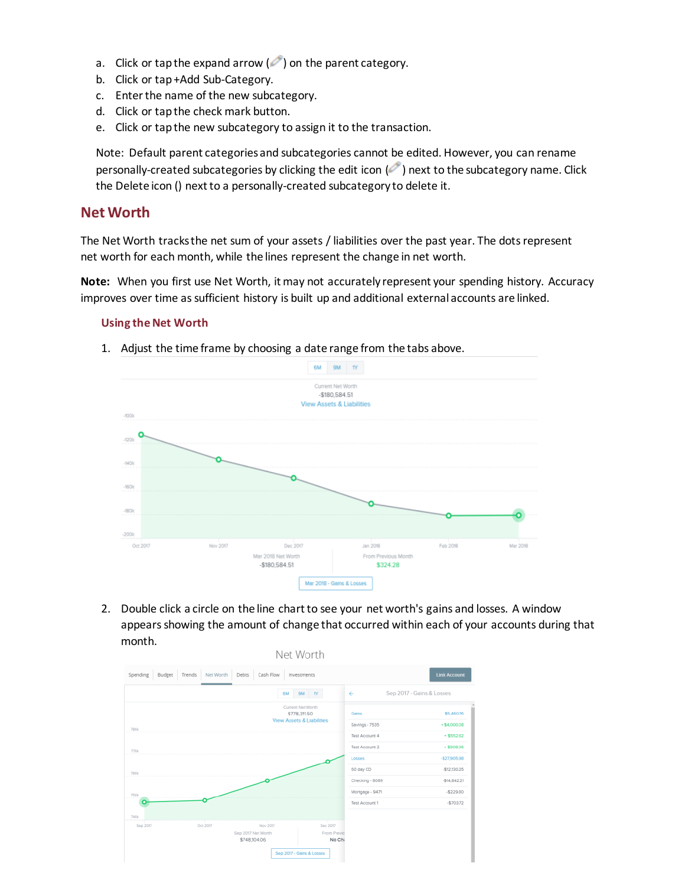a. Click or tap the expand arrow ( ) on the parent category.
b. Click or tap +Add Sub-Category.
c. Enter the name of the new subcategory.
d. Click or tap the check mark button.
e. Click or tap the new subcategory to assign it to the transaction.

Note: Default parent categories and subcategories cannot be edited. However, you can rename personally-created subcategories by clicking the edit icon ( ) next to the subcategory name. Click the Delete icon () next to a personally-created subcategory to delete it.

## Net Worth

The Net Worth tracks the net sum of your assets / liabilities over the past year. The dots represent net worth for each month, while the lines represent the change in net worth.

**Note:** When you first use Net Worth, it may not accurately represent your spending history. Accuracy improves over time as sufficient history is built up and additional external accounts are linked.

### Using the Net Worth

1. Adjust the time frame by choosing a date range from the tabs above.

6M 9M 1Y
Current Net Worth
-$180,584.51
View Assets & Liabilities
-100k
-120k
-140k
-160k
-180k
-200k
Oct 2017 Nov 2017 Dec 2017 Jan 2018 Feb 2018 Mar 2018
Mar 2018 Net Worth
-$180,584.51
From Previous Month
$324.28
Mar 2018 - Gains & Losses

2. Double click a circle on the line chart to see your net worth's gains and losses. A window appears showing the amount of change that occurred within each of your accounts during that month.

Net Worth
Spending Budget Trends Net Worth Debts Cash Flow Investments Link Account
6M 9M 1Y
Current Net Worth
$778,311.50
View Assets & Liabilities
780k
770k
760k
750k
740k
Sep 2017 Oct 2017 Nov 2017 Dec 2017
Sep 2017 Net Worth
$748,104.06
From Previo
No Ch
Sep 2017 - Gains & Losses

Sep 2017 - Gains & Losses
Gains $5,460.76
Savings - 7535 +$4,000.08
Test Account 4 +$552.52
Test Account 2 +$908.06
Losses -$27,905.98
60 day CD $12,130.25
Checking - 8089 -$14,842.21
Mortgage - 9471 -$229.80
Test Account 1 -$703.72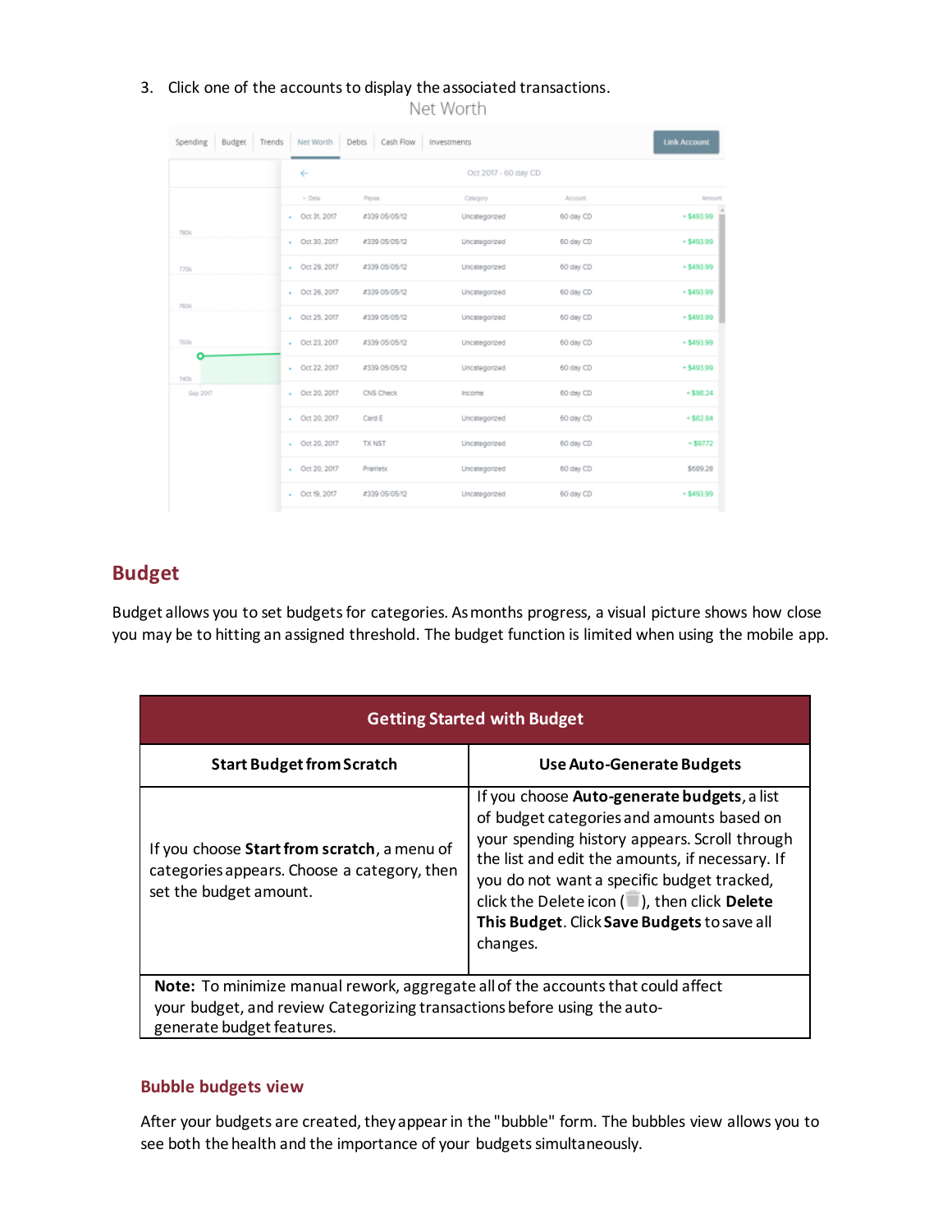3. Click one of the accounts to display the associated transactions.

Net Worth

## Budget

Budget allows you to set budgets for categories. As months progress, a visual picture shows how close you may be to hitting an assigned threshold. The budget function is limited when using the mobile app.

| Getting Started with Budget | |
|---|---|
| **Start Budget from Scratch** | **Use Auto-Generate Budgets** |
| If you choose **Start from scratch**, a menu of categories appears. Choose a category, then set the budget amount. | If you choose **Auto-generate budgets**, a list of budget categories and amounts based on your spending history appears. Scroll through the list and edit the amounts, if necessary. If you do not want a specific budget tracked, click the Delete icon ( ), then click **Delete This Budget**. Click **Save Budgets** to save all changes. |
| **Note:** To minimize manual rework, aggregate all of the accounts that could affect your budget, and review Categorizing transactions before using the auto-generate budget features. | |

### Bubble budgets view

After your budgets are created, they appear in the "bubble" form. The bubbles view allows you to see both the health and the importance of your budgets simultaneously.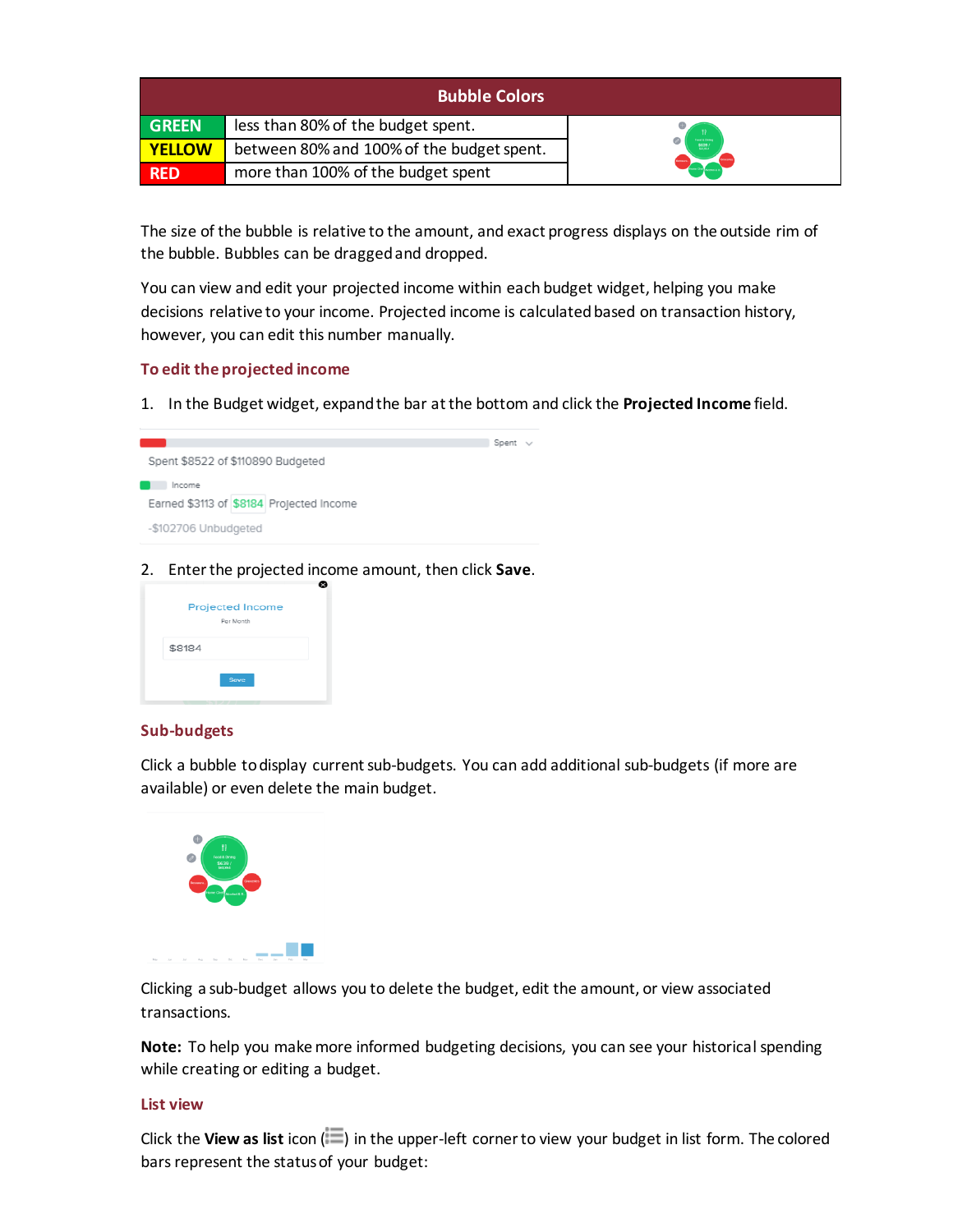| Bubble Colors | | |
|---|---|---|
| GREEN | less than 80% of the budget spent. | |
| YELLOW | between 80% and 100% of the budget spent. | |
| RED | more than 100% of the budget spent | |

The size of the bubble is relative to the amount, and exact progress displays on the outside rim of the bubble. Bubbles can be dragged and dropped.

You can view and edit your projected income within each budget widget, helping you make decisions relative to your income. Projected income is calculated based on transaction history, however, you can edit this number manually.

### To edit the projected income

1. In the Budget widget, expand the bar at the bottom and click the **Projected Income** field.

Spent
Spent $8522 of $110890 Budgeted
Income
Earned $3113 of $8184 Projected Income
-$102706 Unbudgeted

2. Enter the projected income amount, then click **Save**.

Projected Income
Per Month
$8184
Save

### Sub-budgets

Click a bubble to display current sub-budgets. You can add additional sub-budgets (if more are available) or even delete the main budget.

Clicking a sub-budget allows you to delete the budget, edit the amount, or view associated transactions.

**Note:** To help you make more informed budgeting decisions, you can see your historical spending while creating or editing a budget.

### List view

Click the **View as list** icon ( ) in the upper-left corner to view your budget in list form. The colored bars represent the status of your budget: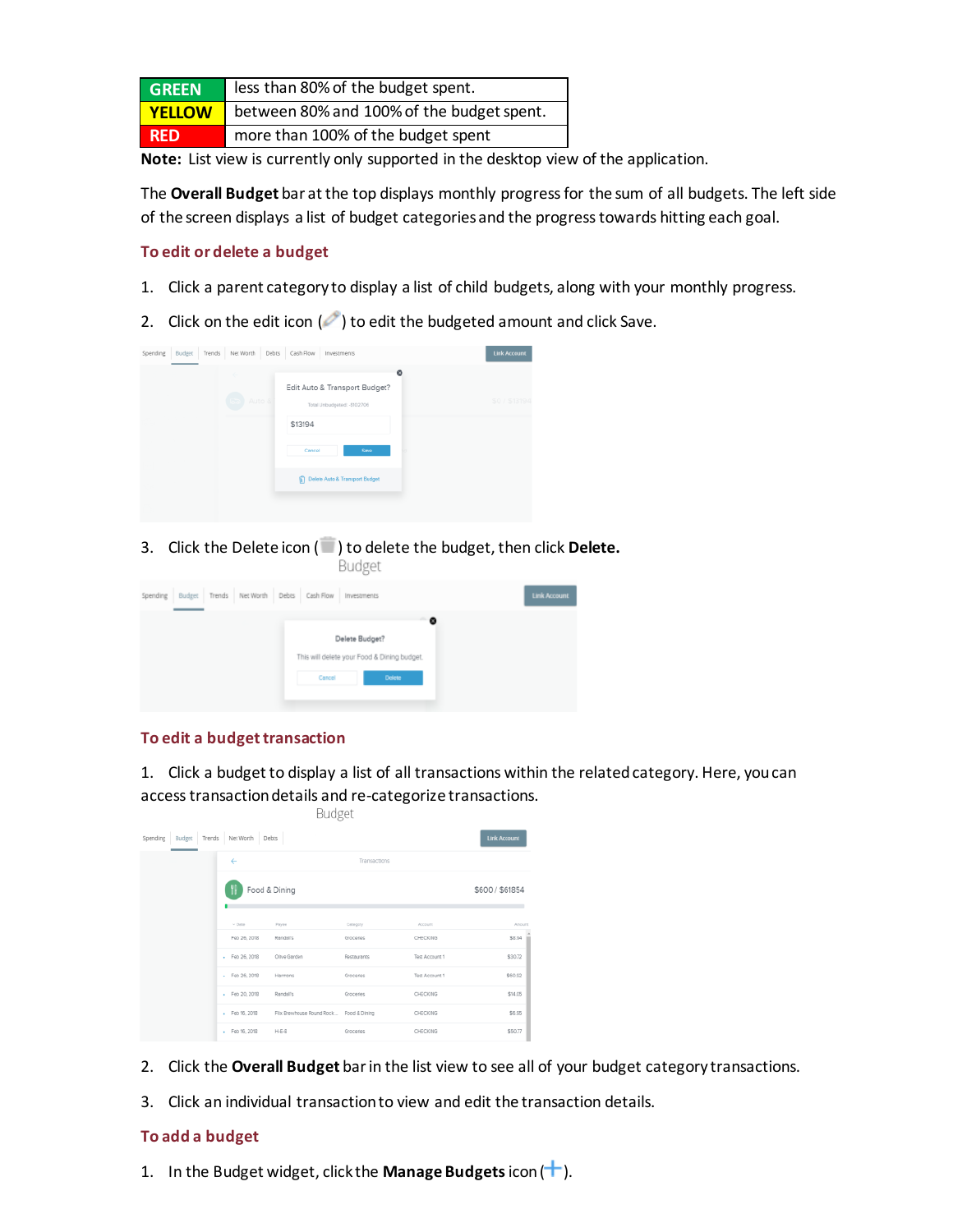| | |
|---|---|
| **GREEN** | less than 80% of the budget spent. |
| **YELLOW** | between 80% and 100% of the budget spent. |
| **RED** | more than 100% of the budget spent |

**Note:** List view is currently only supported in the desktop view of the application.

The **Overall Budget** bar at the top displays monthly progress for the sum of all budgets. The left side of the screen displays a list of budget categories and the progress towards hitting each goal.

### To edit or delete a budget

1. Click a parent category to display a list of child budgets, along with your monthly progress.
2. Click on the edit icon ( ) to edit the budgeted amount and click Save.
3. Click the Delete icon ( ) to delete the budget, then click **Delete.**

### To edit a budget transaction

1. Click a budget to display a list of all transactions within the related category. Here, you can access transaction details and re-categorize transactions.
2. Click the **Overall Budget** bar in the list view to see all of your budget category transactions.
3. Click an individual transaction to view and edit the transaction details.

### To add a budget

1. In the Budget widget, click the **Manage Budgets** icon ( ).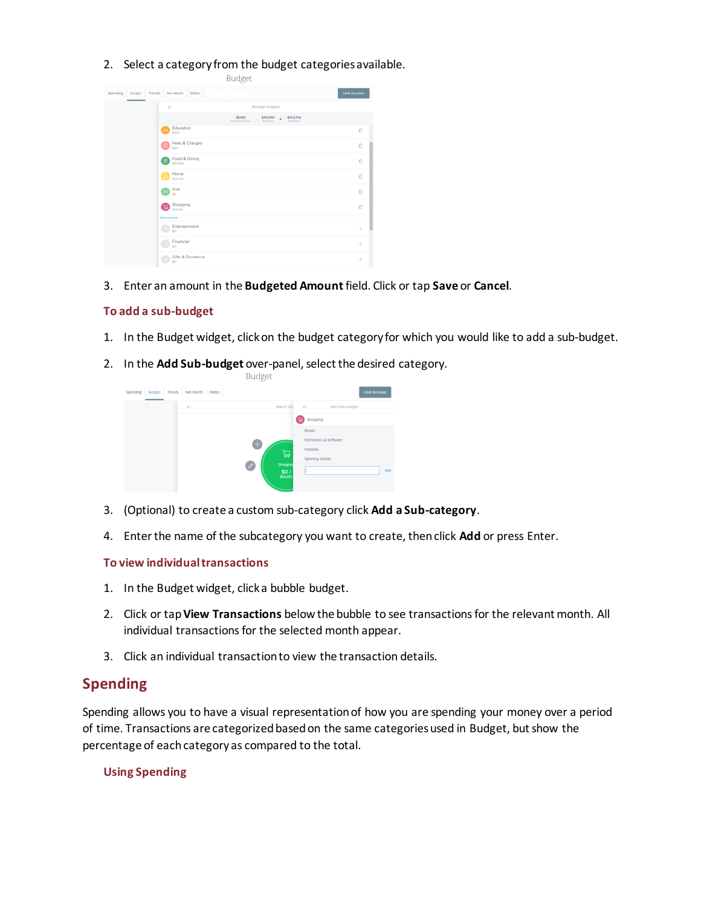2. Select a category from the budget categories available.

3. Enter an amount in the **Budgeted Amount** field. Click or tap **Save** or **Cancel**.

### To add a sub-budget

1. In the Budget widget, click on the budget category for which you would like to add a sub-budget.
2. In the **Add Sub-budget** over-panel, select the desired category.

3. (Optional) to create a custom sub-category click **Add a Sub-category**.
4. Enter the name of the subcategory you want to create, then click **Add** or press Enter.

### To view individual transactions

1. In the Budget widget, click a bubble budget.
2. Click or tap **View Transactions** below the bubble to see transactions for the relevant month. All individual transactions for the selected month appear.
3. Click an individual transaction to view the transaction details.

## Spending

Spending allows you to have a visual representation of how you are spending your money over a period of time. Transactions are categorized based on the same categories used in Budget, but show the percentage of each category as compared to the total.

### Using Spending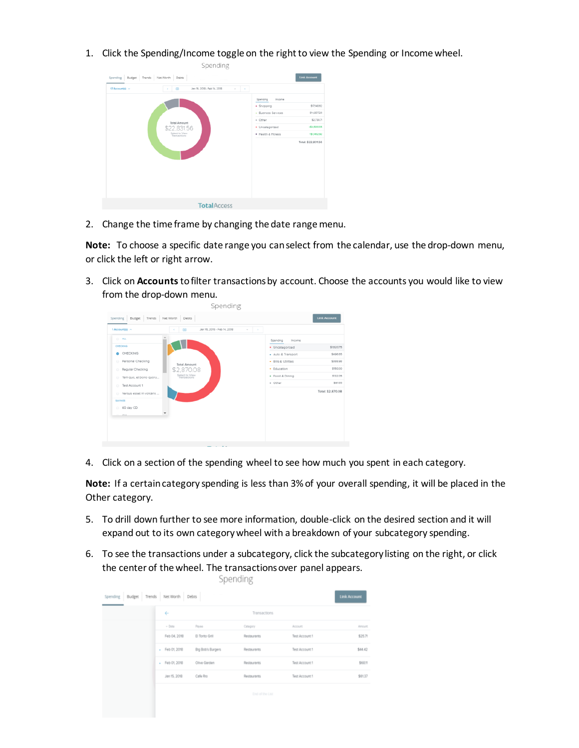1. Click the Spending/Income toggle on the right to view the Spending or Income wheel.

Spending

2. Change the time frame by changing the date range menu.

**Note:** To choose a specific date range you can select from the calendar, use the drop-down menu, or click the left or right arrow.

3. Click on **Accounts** to filter transactions by account. Choose the accounts you would like to view from the drop-down menu.

Spending

4. Click on a section of the spending wheel to see how much you spent in each category.

**Note:** If a certain category spending is less than 3% of your overall spending, it will be placed in the Other category.

5. To drill down further to see more information, double-click on the desired section and it will expand out to its own category wheel with a breakdown of your subcategory spending.

6. To see the transactions under a subcategory, click the subcategory listing on the right, or click the center of the wheel. The transactions over panel appears.

Spending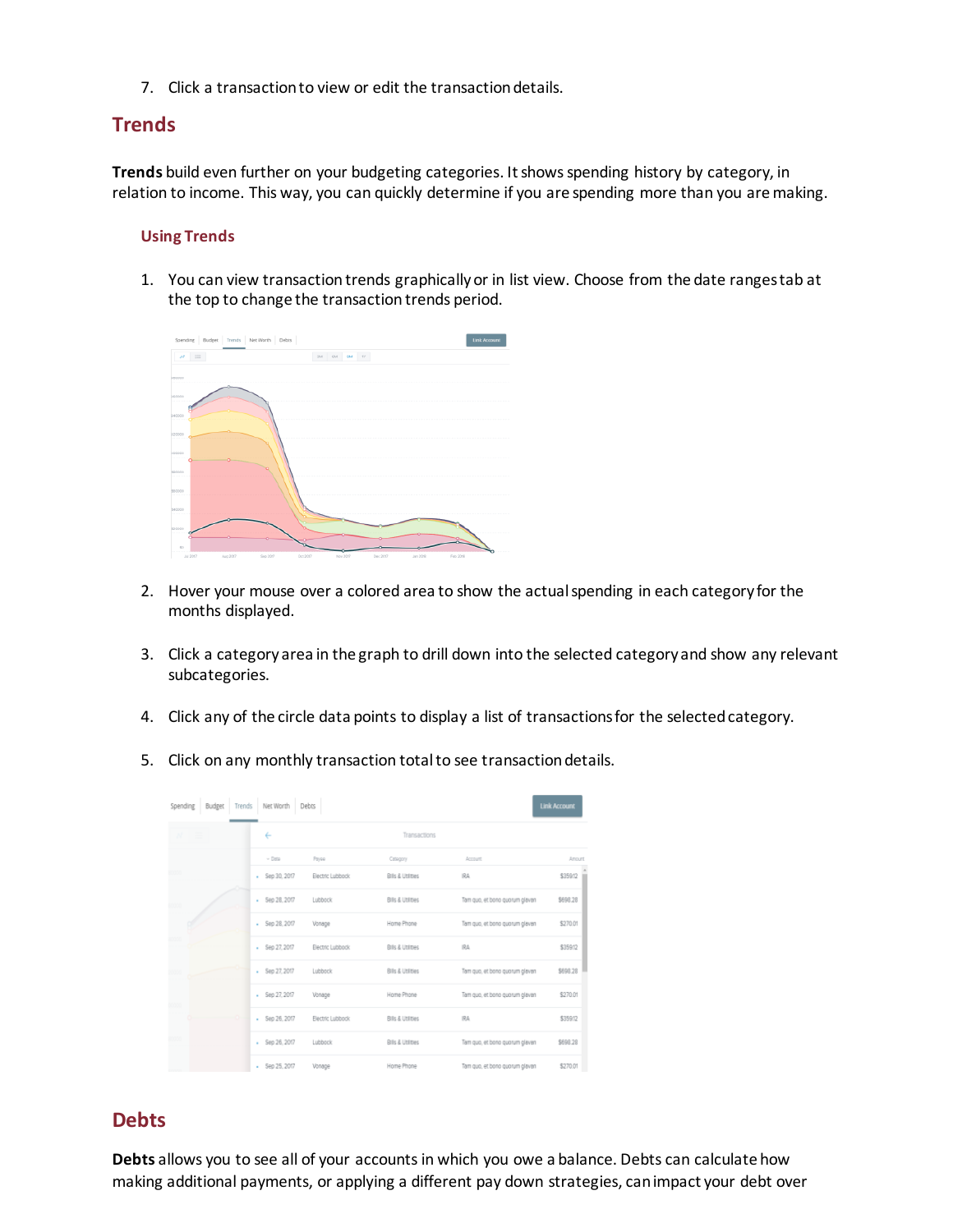7. Click a transaction to view or edit the transaction details.

## Trends

**Trends** build even further on your budgeting categories. It shows spending history by category, in relation to income. This way, you can quickly determine if you are spending more than you are making.

### Using Trends

1. You can view transaction trends graphically or in list view. Choose from the date ranges tab at the top to change the transaction trends period.

2. Hover your mouse over a colored area to show the actual spending in each category for the months displayed.

3. Click a category area in the graph to drill down into the selected category and show any relevant subcategories.

4. Click any of the circle data points to display a list of transactions for the selected category.

5. Click on any monthly transaction total to see transaction details.

## Debts

**Debts** allows you to see all of your accounts in which you owe a balance. Debts can calculate how making additional payments, or applying a different pay down strategies, can impact your debt over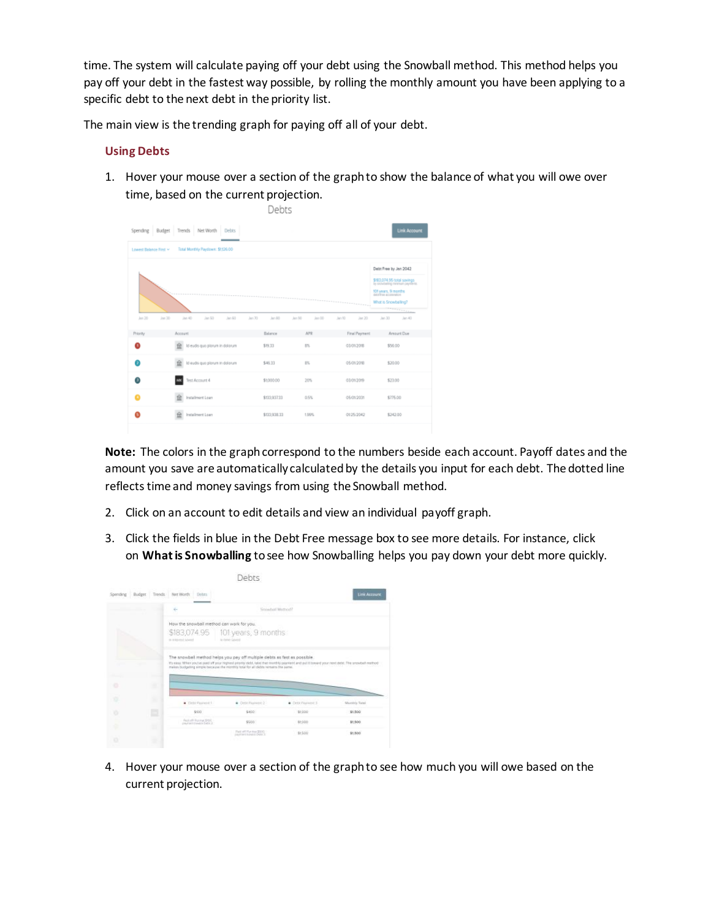time. The system will calculate paying off your debt using the Snowball method. This method helps you pay off your debt in the fastest way possible, by rolling the monthly amount you have been applying to a specific debt to the next debt in the priority list.

The main view is the trending graph for paying off all of your debt.

### Using Debts

1. Hover your mouse over a section of the graph to show the balance of what you will owe over time, based on the current projection.

**Note:** The colors in the graph correspond to the numbers beside each account. Payoff dates and the amount you save are automatically calculated by the details you input for each debt. The dotted line reflects time and money savings from using the Snowball method.

2. Click on an account to edit details and view an individual payoff graph.
3. Click the fields in blue in the Debt Free message box to see more details. For instance, click on **What is Snowballing** to see how Snowballing helps you pay down your debt more quickly.

4. Hover your mouse over a section of the graph to see how much you will owe based on the current projection.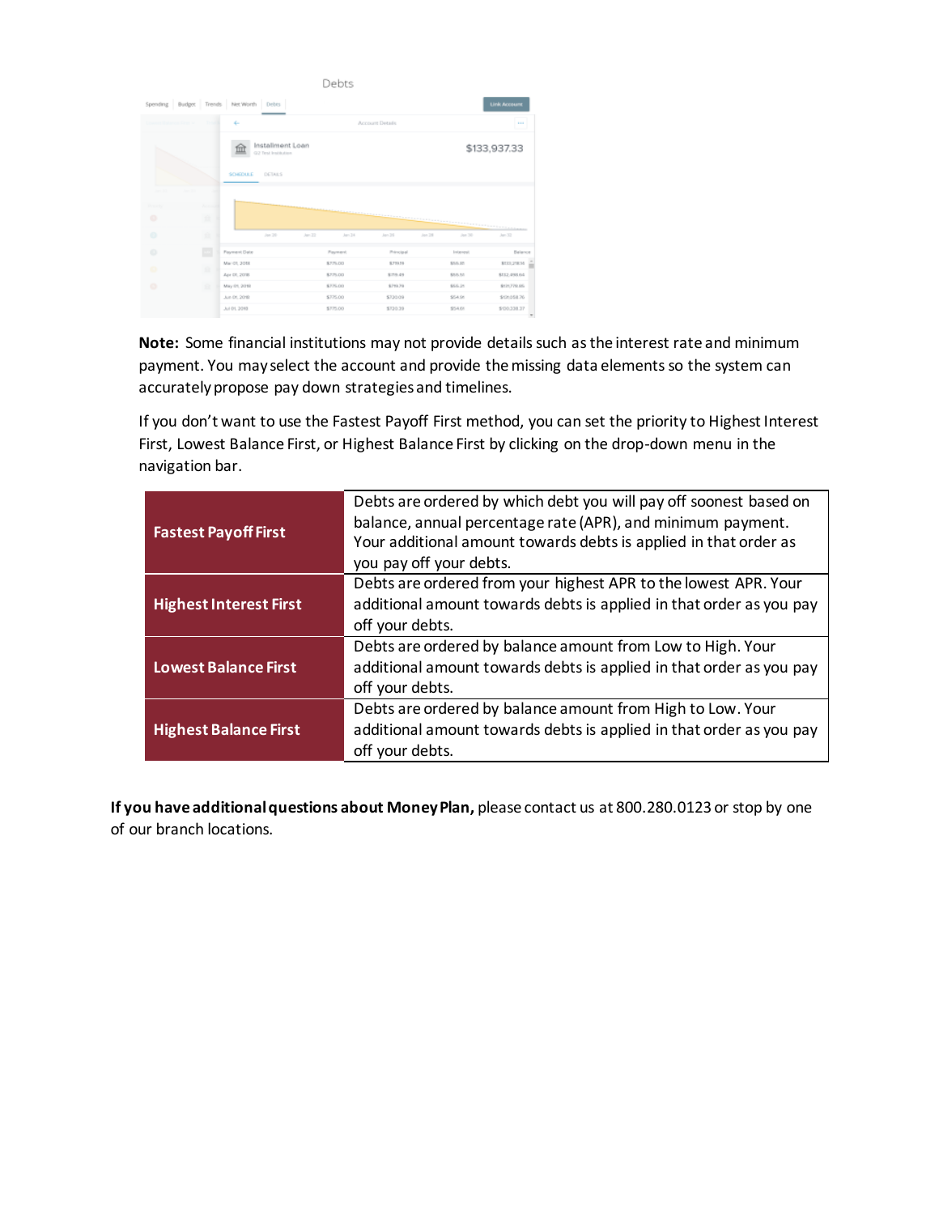**Note:** Some financial institutions may not provide details such as the interest rate and minimum payment. You may select the account and provide the missing data elements so the system can accurately propose pay down strategies and timelines.

If you don't want to use the Fastest Payoff First method, you can set the priority to Highest Interest First, Lowest Balance First, or Highest Balance First by clicking on the drop-down menu in the navigation bar.

| | |
|---|---|
| **Fastest Payoff First** | Debts are ordered by which debt you will pay off soonest based on balance, annual percentage rate (APR), and minimum payment. Your additional amount towards debts is applied in that order as you pay off your debts. |
| **Highest Interest First** | Debts are ordered from your highest APR to the lowest APR. Your additional amount towards debts is applied in that order as you pay off your debts. |
| **Lowest Balance First** | Debts are ordered by balance amount from Low to High. Your additional amount towards debts is applied in that order as you pay off your debts. |
| **Highest Balance First** | Debts are ordered by balance amount from High to Low. Your additional amount towards debts is applied in that order as you pay off your debts. |

**If you have additional questions about Money Plan,** please contact us at 800.280.0123 or stop by one of our branch locations.